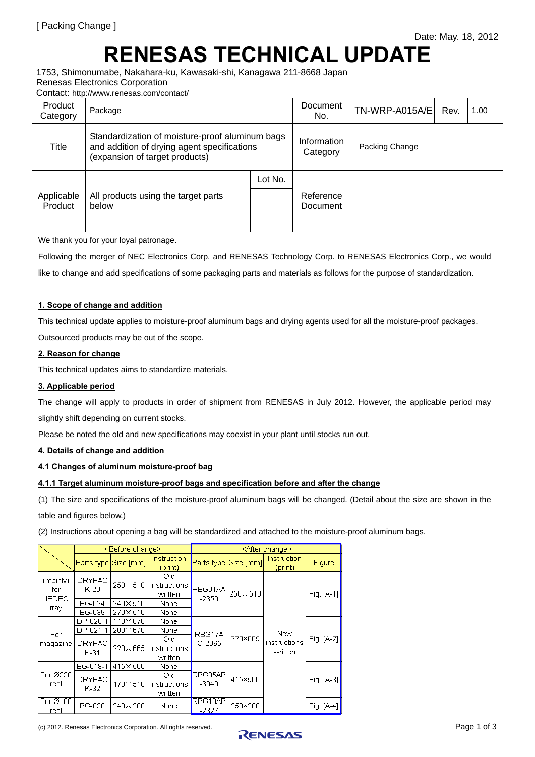[ Packing Change ]

Date: May. 18, 2012

# RENESAS TECHNICAL UPDATE

1753, Shimonumabe, Nakahara-ku, Kawasaki-shi, Kanagawa 211-8668 Japan
Renesas Electronics Corporation
Contact: http://www.renesas.com/contact/

| Product Category | Package | | Document No. | TN-WRP-A015A/E | Rev. | 1.00 |
|---|---|---|---|---|---|---|
| Title | Standardization of moisture-proof aluminum bags and addition of drying agent specifications (expansion of target products) | | Information Category | Packing Change | | |
| Applicable Product | All products using the target parts below | Lot No. | Reference Document | | | |

We thank you for your loyal patronage.

Following the merger of NEC Electronics Corp. and RENESAS Technology Corp. to RENESAS Electronics Corp., we would like to change and add specifications of some packaging parts and materials as follows for the purpose of standardization.

**1. Scope of change and addition**

This technical update applies to moisture-proof aluminum bags and drying agents used for all the moisture-proof packages.

Outsourced products may be out of the scope.

**2. Reason for change**

This technical updates aims to standardize materials.

**3. Applicable period**

The change will apply to products in order of shipment from RENESAS in July 2012. However, the applicable period may slightly shift depending on current stocks.

Please be noted the old and new specifications may coexist in your plant until stocks run out.

**4. Details of change and addition**

**4.1 Changes of aluminum moisture-proof bag**

**4.1.1 Target aluminum moisture-proof bags and specification before and after the change**

(1) The size and specifications of the moisture-proof aluminum bags will be changed. (Detail about the size are shown in the table and figures below.)

(2) Instructions about opening a bag will be standardized and attached to the moisture-proof aluminum bags.

| | <Before change> | | | <After change> | | | |
|---|---|---|---|---|---|---|---|
| | Parts type | Size [mm] | Instruction (print) | Parts type | Size [mm] | Instruction (print) | Figure |
| (mainly) for JEDEC tray | DRYPAC K-29 | 250×510 | Old instructions written | RBG01AA-2350 | 250×510 | New instructions written | Fig. [A-1] |
| | BG-024 | 240×510 | None | | | | |
| | BG-039 | 270×510 | None | | | | |
| For magazine | DP-020-1 | 140×670 | None | RBG17AC-2065 | 220×665 | | Fig. [A-2] |
| | DP-021-1 | 200×670 | None | | | | |
| | DRYPAC K-31 | 220×665 | Old instructions written | | | | |
| For Ø330 reel | BG-018-1 | 415×500 | None | RBG05AB-3949 | 415×500 | | Fig. [A-3] |
| | DRYPAC K-32 | 470×510 | Old instructions written | | | | |
| For Ø180 reel | BG-038 | 240×280 | None | RBG13AB-2327 | 250×280 | | Fig. [A-4] |

(c) 2012. Renesas Electronics Corporation. All rights reserved.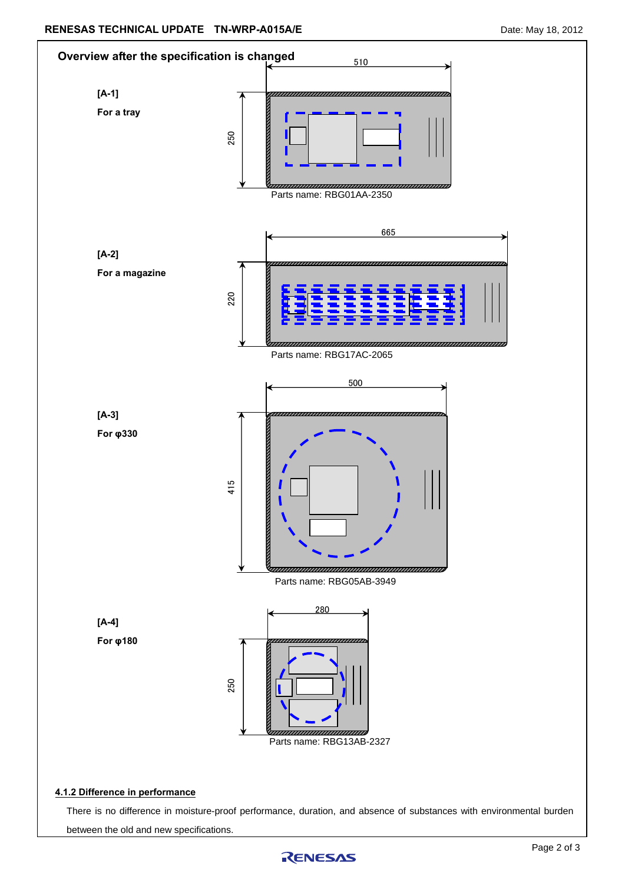## Overview after the specification is changed

**[A-1]**

**For a tray**

510

250

Parts name: RBG01AA-2350

**[A-2]**

**For a magazine**

665

220

Parts name: RBG17AC-2065

**[A-3]**

**For φ330**

500

415

Parts name: RBG05AB-3949

**[A-4]**

**For φ180**

280

250

Parts name: RBG13AB-2327

### 4.1.2 Difference in performance

There is no difference in moisture-proof performance, duration, and absence of substances with environmental burden between the old and new specifications.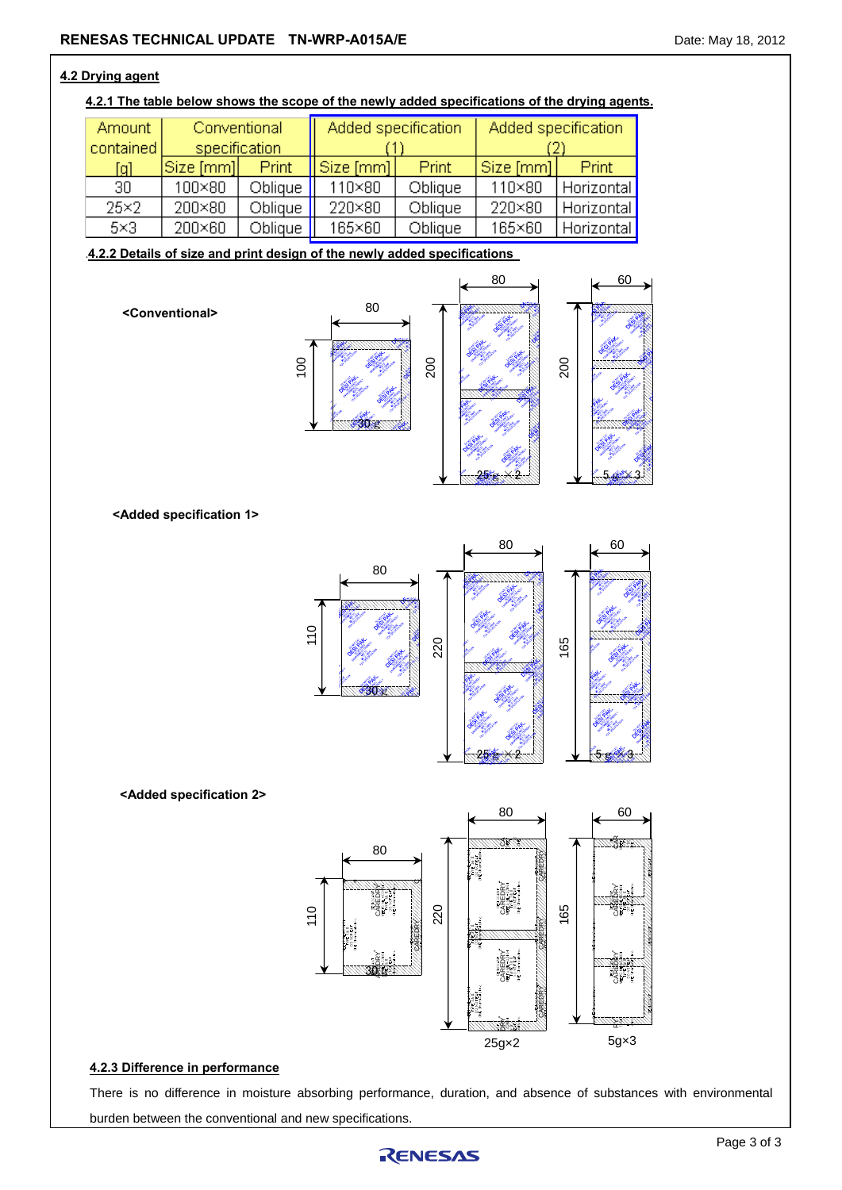### 4.2 Drying agent

**4.2.1 The table below shows the scope of the newly added specifications of the drying agents.**

| Amount contained [g] | Conventional specification | | Added specification (1) | | Added specification (2) | |
|---|---|---|---|---|---|---|
| | Size [mm] | Print | Size [mm] | Print | Size [mm] | Print |
| 30 | 100×80 | Oblique | 110×80 | Oblique | 110×80 | Horizontal |
| 25×2 | 200×80 | Oblique | 220×80 | Oblique | 220×80 | Horizontal |
| 5×3 | 200×60 | Oblique | 165×60 | Oblique | 165×60 | Horizontal |

**4.2.2 Details of size and print design of the newly added specifications**

**<Conventional>**

80
100
30 g
80
200
25 g × 2
60
200
5 g × 3

**<Added specification 1>**

80
110
30 g
80
220
25 g × 2
60
165
5 g × 3

**<Added specification 2>**

80
110
30 g
80
220
25g×2
60
165
5g×3

**4.2.3 Difference in performance**

There is no difference in moisture absorbing performance, duration, and absence of substances with environmental burden between the conventional and new specifications.